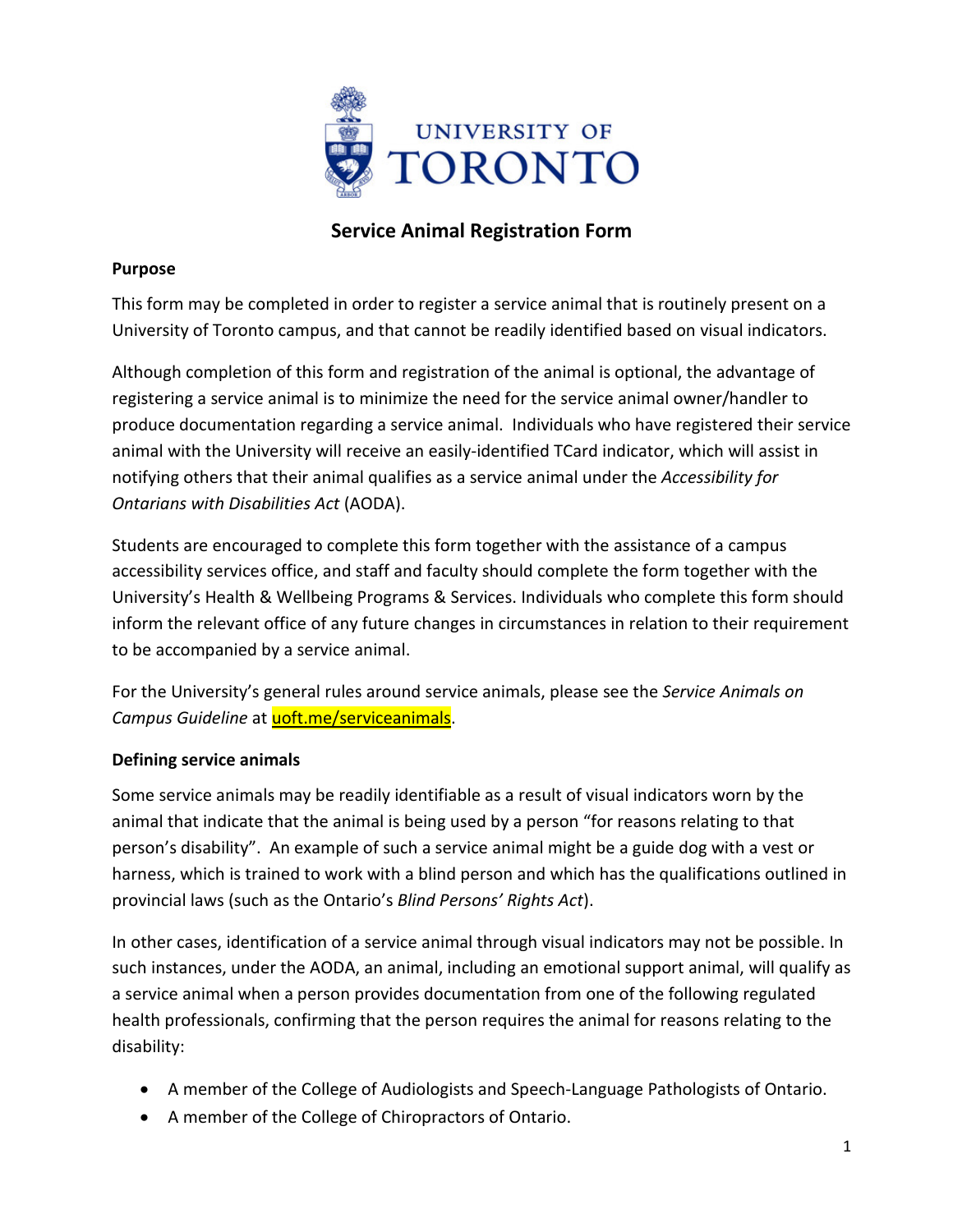UNIVERSITY OF TORONTO

# Service Animal Registration Form

**Purpose**

This form may be completed in order to register a service animal that is routinely present on a University of Toronto campus, and that cannot be readily identified based on visual indicators.

Although completion of this form and registration of the animal is optional, the advantage of registering a service animal is to minimize the need for the service animal owner/handler to produce documentation regarding a service animal. Individuals who have registered their service animal with the University will receive an easily-identified TCard indicator, which will assist in notifying others that their animal qualifies as a service animal under the *Accessibility for Ontarians with Disabilities Act* (AODA).

Students are encouraged to complete this form together with the assistance of a campus accessibility services office, and staff and faculty should complete the form together with the University's Health & Wellbeing Programs & Services. Individuals who complete this form should inform the relevant office of any future changes in circumstances in relation to their requirement to be accompanied by a service animal.

For the University's general rules around service animals, please see the *Service Animals on Campus Guideline* at uoft.me/serviceanimals.

**Defining service animals**

Some service animals may be readily identifiable as a result of visual indicators worn by the animal that indicate that the animal is being used by a person "for reasons relating to that person's disability". An example of such a service animal might be a guide dog with a vest or harness, which is trained to work with a blind person and which has the qualifications outlined in provincial laws (such as the Ontario's *Blind Persons' Rights Act*).

In other cases, identification of a service animal through visual indicators may not be possible. In such instances, under the AODA, an animal, including an emotional support animal, will qualify as a service animal when a person provides documentation from one of the following regulated health professionals, confirming that the person requires the animal for reasons relating to the disability:

- A member of the College of Audiologists and Speech-Language Pathologists of Ontario.
- A member of the College of Chiropractors of Ontario.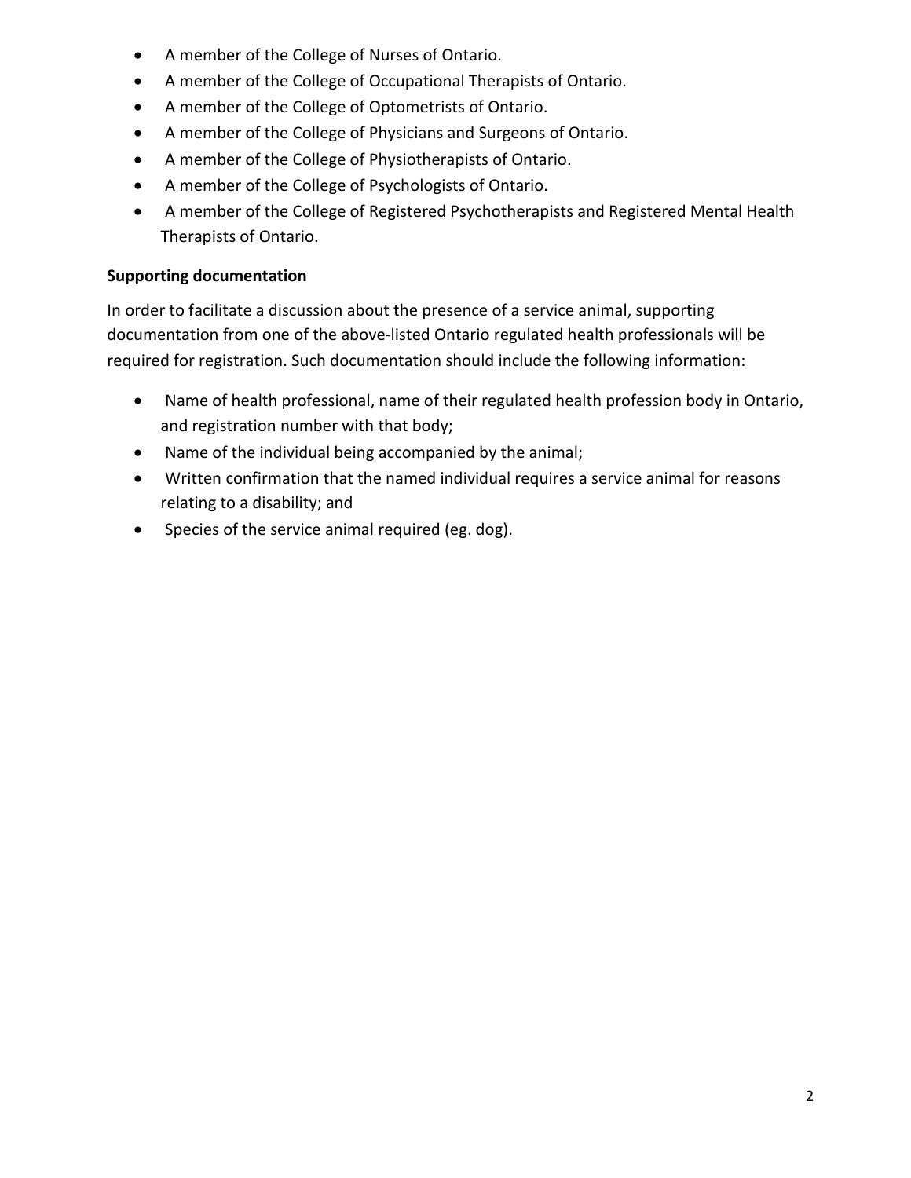- A member of the College of Nurses of Ontario.
- A member of the College of Occupational Therapists of Ontario.
- A member of the College of Optometrists of Ontario.
- A member of the College of Physicians and Surgeons of Ontario.
- A member of the College of Physiotherapists of Ontario.
- A member of the College of Psychologists of Ontario.
- A member of the College of Registered Psychotherapists and Registered Mental Health Therapists of Ontario.

**Supporting documentation**

In order to facilitate a discussion about the presence of a service animal, supporting documentation from one of the above-listed Ontario regulated health professionals will be required for registration. Such documentation should include the following information:

- Name of health professional, name of their regulated health profession body in Ontario, and registration number with that body;
- Name of the individual being accompanied by the animal;
- Written confirmation that the named individual requires a service animal for reasons relating to a disability; and
- Species of the service animal required (eg. dog).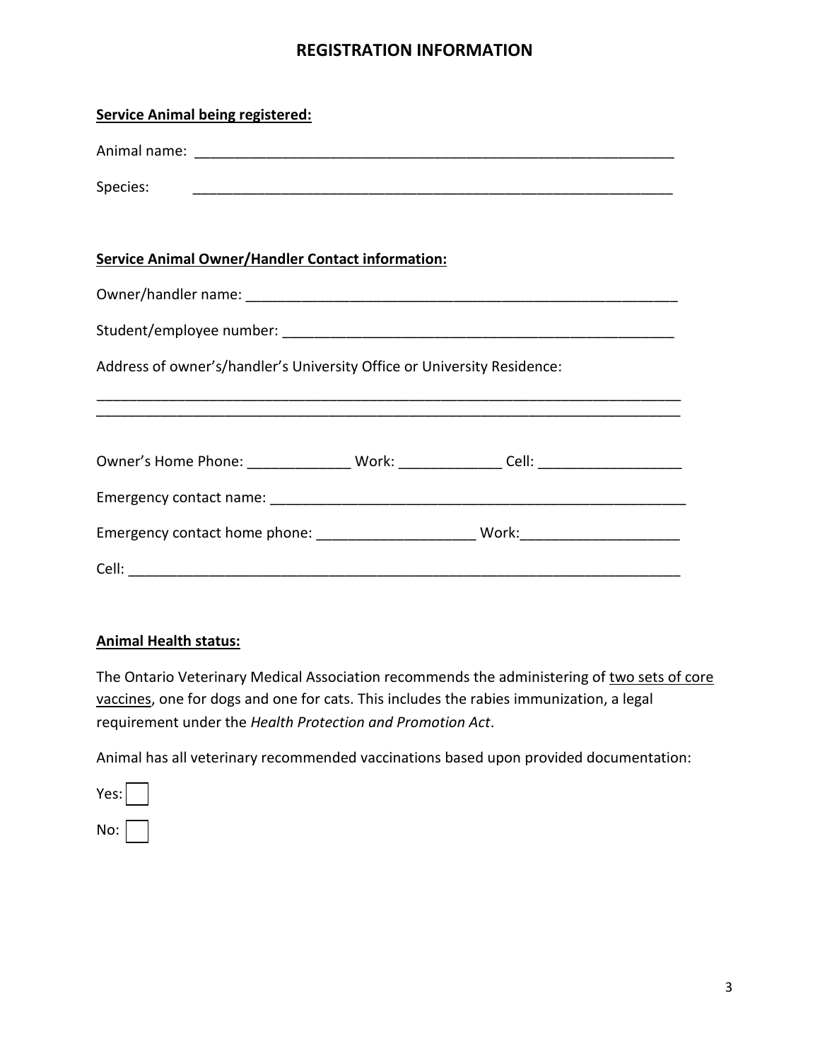## REGISTRATION INFORMATION

**<u>Service Animal being registered:</u>**

Animal name: ______________________________________________________________

Species: ______________________________________________________________

**<u>Service Animal Owner/Handler Contact information:</u>**

Owner/handler name: _______________________________________________________

Student/employee number: __________________________________________________

Address of owner's/handler's University Office or University Residence:

___________________________________________________________________________
___________________________________________________________________________

Owner's Home Phone: _____________ Work: _____________ Cell: __________________

Emergency contact name: ____________________________________________________

Emergency contact home phone: ____________________ Work:____________________

Cell: _______________________________________________________________________

**<u>Animal Health status:</u>**

The Ontario Veterinary Medical Association recommends the administering of <u>two sets of core vaccines</u>, one for dogs and one for cats. This includes the rabies immunization, a legal requirement under the *Health Protection and Promotion Act*.

Animal has all veterinary recommended vaccinations based upon provided documentation:

Yes: ☐

No: ☐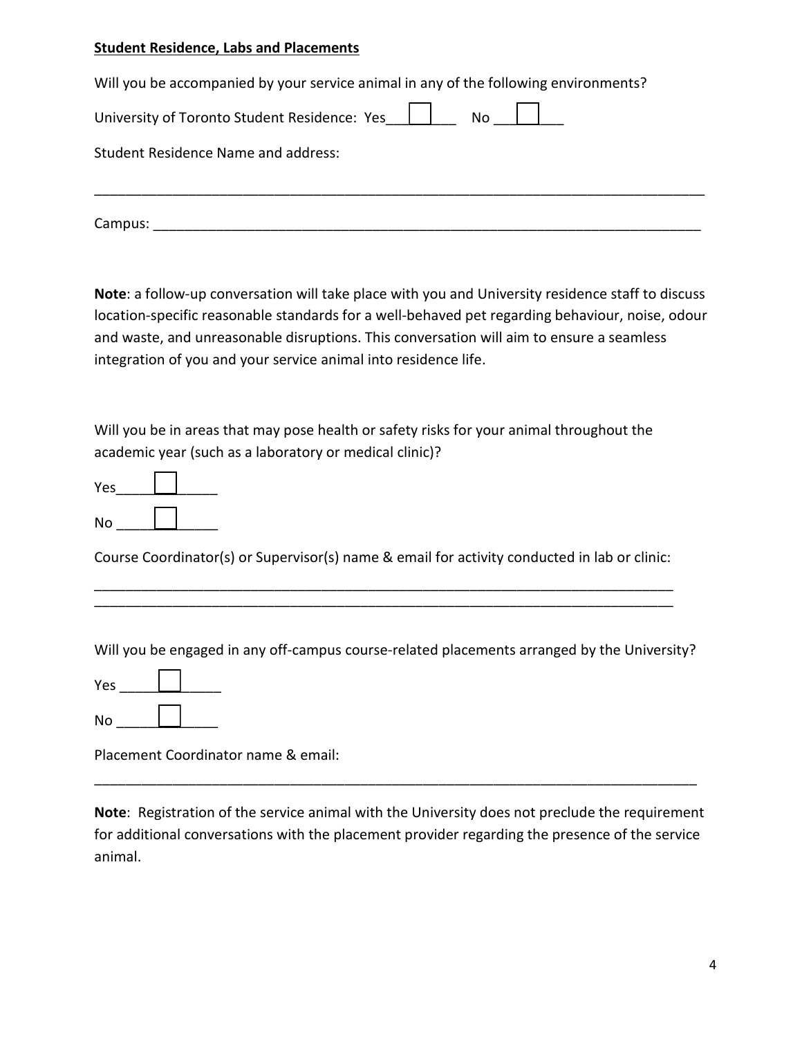**Student Residence, Labs and Placements**

Will you be accompanied by your service animal in any of the following environments?

University of Toronto Student Residence: Yes ☐ No ☐

Student Residence Name and address:

_______________________________________________________________________________

Campus: ________________________________________________________________________

**Note**: a follow-up conversation will take place with you and University residence staff to discuss location-specific reasonable standards for a well-behaved pet regarding behaviour, noise, odour and waste, and unreasonable disruptions. This conversation will aim to ensure a seamless integration of you and your service animal into residence life.

Will you be in areas that may pose health or safety risks for your animal throughout the academic year (such as a laboratory or medical clinic)?

Yes ☐

No ☐

Course Coordinator(s) or Supervisor(s) name & email for activity conducted in lab or clinic:

_______________________________________________________________________________
_______________________________________________________________________________

Will you be engaged in any off-campus course-related placements arranged by the University?

Yes ☐

No ☐

Placement Coordinator name & email:

_______________________________________________________________________________

**Note**: Registration of the service animal with the University does not preclude the requirement for additional conversations with the placement provider regarding the presence of the service animal.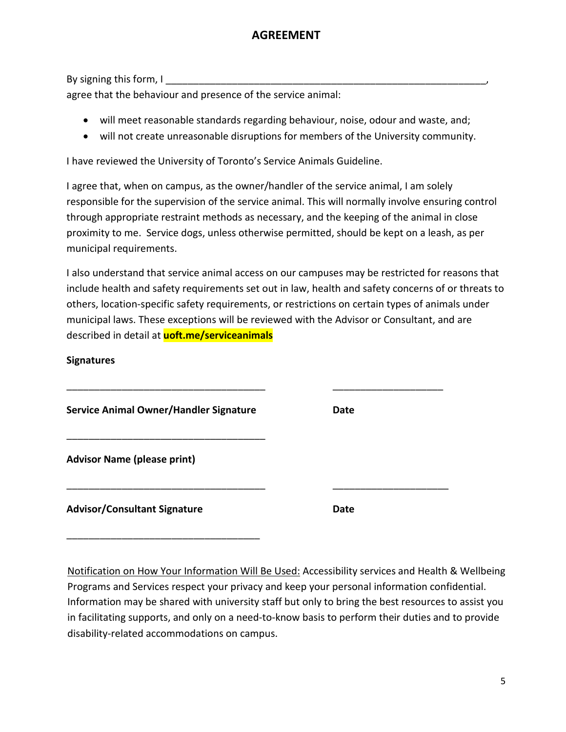# AGREEMENT

By signing this form, I ____________________________________________________________,
agree that the behaviour and presence of the service animal:

- will meet reasonable standards regarding behaviour, noise, odour and waste, and;
- will not create unreasonable disruptions for members of the University community.

I have reviewed the University of Toronto's Service Animals Guideline.

I agree that, when on campus, as the owner/handler of the service animal, I am solely responsible for the supervision of the service animal. This will normally involve ensuring control through appropriate restraint methods as necessary, and the keeping of the animal in close proximity to me. Service dogs, unless otherwise permitted, should be kept on a leash, as per municipal requirements.

I also understand that service animal access on our campuses may be restricted for reasons that include health and safety requirements set out in law, health and safety concerns of or threats to others, location-specific safety requirements, or restrictions on certain types of animals under municipal laws. These exceptions will be reviewed with the Advisor or Consultant, and are described in detail at **uoft.me/serviceanimals**

**Signatures**

_____________________________________ ____________________

**Service Animal Owner/Handler Signature** **Date**

_____________________________________

**Advisor Name (please print)**

_____________________________________ _____________________

**Advisor/Consultant Signature** **Date**

____________________________________

Notification on How Your Information Will Be Used: Accessibility services and Health & Wellbeing Programs and Services respect your privacy and keep your personal information confidential. Information may be shared with university staff but only to bring the best resources to assist you in facilitating supports, and only on a need-to-know basis to perform their duties and to provide disability-related accommodations on campus.